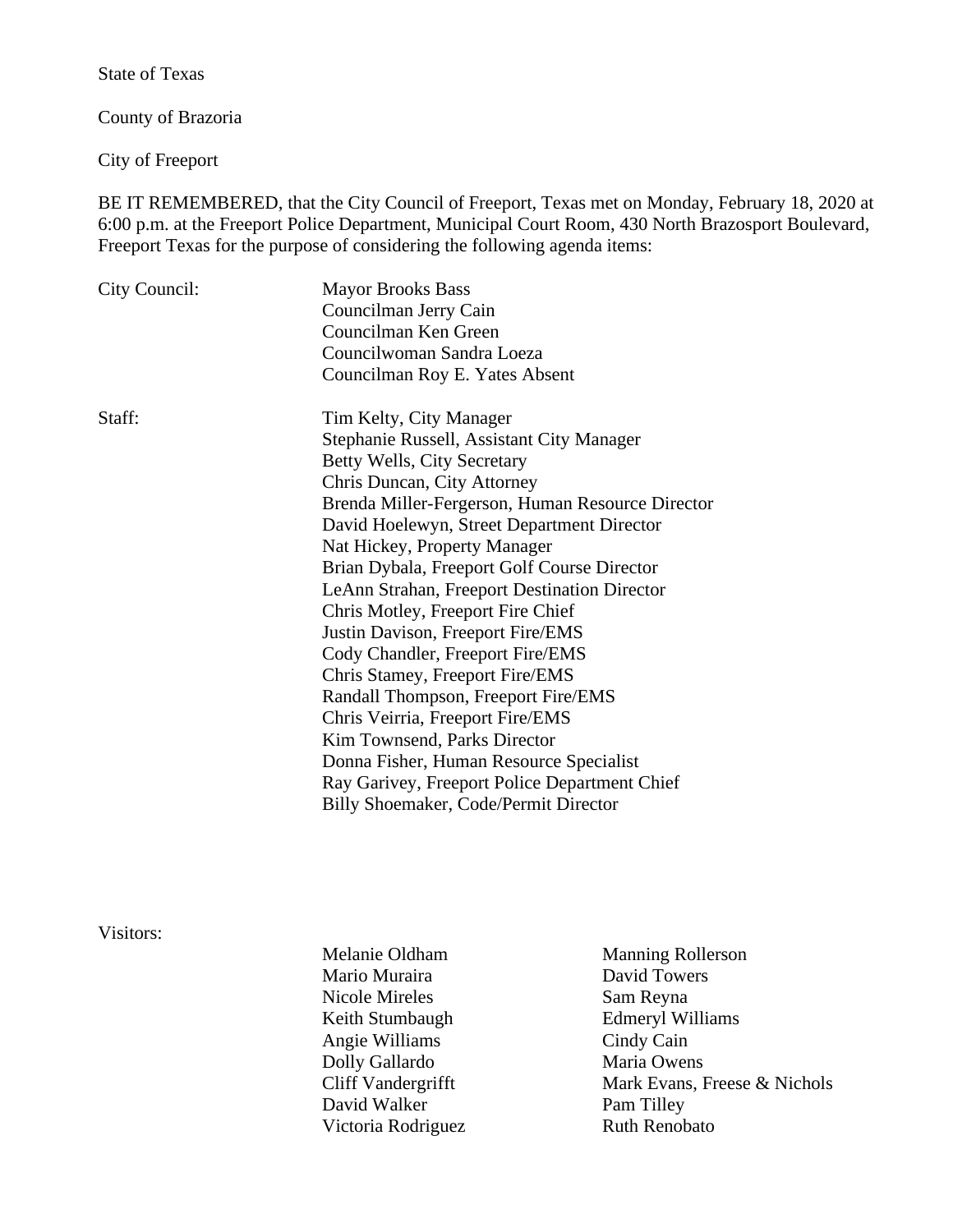State of Texas

County of Brazoria

City of Freeport

BE IT REMEMBERED, that the City Council of Freeport, Texas met on Monday, February 18, 2020 at 6:00 p.m. at the Freeport Police Department, Municipal Court Room, 430 North Brazosport Boulevard, Freeport Texas for the purpose of considering the following agenda items:

City Council:

Mayor Brooks Bass
Councilman Jerry Cain
Councilman Ken Green
Councilwoman Sandra Loeza
Councilman Roy E. Yates Absent

Staff:

Tim Kelty, City Manager
Stephanie Russell, Assistant City Manager
Betty Wells, City Secretary
Chris Duncan, City Attorney
Brenda Miller-Fergerson, Human Resource Director
David Hoelewyn, Street Department Director
Nat Hickey, Property Manager
Brian Dybala, Freeport Golf Course Director
LeAnn Strahan, Freeport Destination Director
Chris Motley, Freeport Fire Chief
Justin Davison, Freeport Fire/EMS
Cody Chandler, Freeport Fire/EMS
Chris Stamey, Freeport Fire/EMS
Randall Thompson, Freeport Fire/EMS
Chris Veirria, Freeport Fire/EMS
Kim Townsend, Parks Director
Donna Fisher, Human Resource Specialist
Ray Garivey, Freeport Police Department Chief
Billy Shoemaker, Code/Permit Director

Visitors:

Melanie Oldham
Mario Muraira
Nicole Mireles
Keith Stumbaugh
Angie Williams
Dolly Gallardo
Cliff Vandergrifft
David Walker
Victoria Rodriguez
Manning Rollerson
David Towers
Sam Reyna
Edmeryl Williams
Cindy Cain
Maria Owens
Mark Evans, Freese & Nichols
Pam Tilley
Ruth Renobato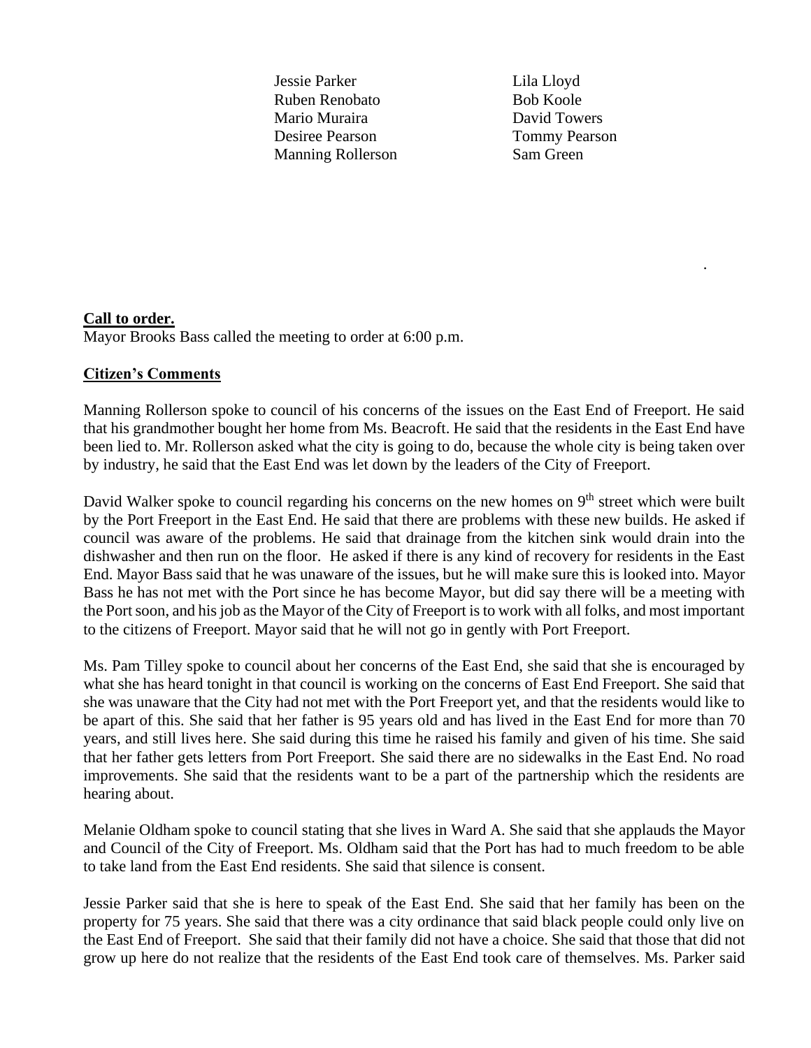| | |
|---|---|
| Jessie Parker | Lila Lloyd |
| Ruben Renobato | Bob Koole |
| Mario Muraira | David Towers |
| Desiree Pearson | Tommy Pearson |
| Manning Rollerson | Sam Green |

.

**Call to order.**
Mayor Brooks Bass called the meeting to order at 6:00 p.m.

**Citizen's Comments**

Manning Rollerson spoke to council of his concerns of the issues on the East End of Freeport. He said that his grandmother bought her home from Ms. Beacroft. He said that the residents in the East End have been lied to. Mr. Rollerson asked what the city is going to do, because the whole city is being taken over by industry, he said that the East End was let down by the leaders of the City of Freeport.

David Walker spoke to council regarding his concerns on the new homes on 9th street which were built by the Port Freeport in the East End. He said that there are problems with these new builds. He asked if council was aware of the problems. He said that drainage from the kitchen sink would drain into the dishwasher and then run on the floor. He asked if there is any kind of recovery for residents in the East End. Mayor Bass said that he was unaware of the issues, but he will make sure this is looked into. Mayor Bass he has not met with the Port since he has become Mayor, but did say there will be a meeting with the Port soon, and his job as the Mayor of the City of Freeport is to work with all folks, and most importrant to the citizens of Freeport. Mayor said that he will not go in gently with Port Freeport.

Ms. Pam Tilley spoke to council about her concerns of the East End, she said that she is encouraged by what she has heard tonight in that council is working on the concerns of East End Freeport. She said that she was unaware that the City had not met with the Port Freeport yet, and that the residents would like to be apart of this. She said that her father is 95 years old and has lived in the East End for more than 70 years, and still lives here. She said during this time he raised his family and given of his time. She said that her father gets letters from Port Freeport. She said there are no sidewalks in the East End. No road improvements. She said that the residents want to be a part of the partnership which the residents are hearing about.

Melanie Oldham spoke to council stating that she lives in Ward A. She said that she applauds the Mayor and Council of the City of Freeport. Ms. Oldham said that the Port has had to much freedom to be able to take land from the East End residents. She said that silence is consent.

Jessie Parker said that she is here to speak of the East End. She said that her family has been on the property for 75 years. She said that there was a city ordinance that said black people could only live on the East End of Freeport. She said that their family did not have a choice. She said that those that did not grow up here do not realize that the residents of the East End took care of themselves. Ms. Parker said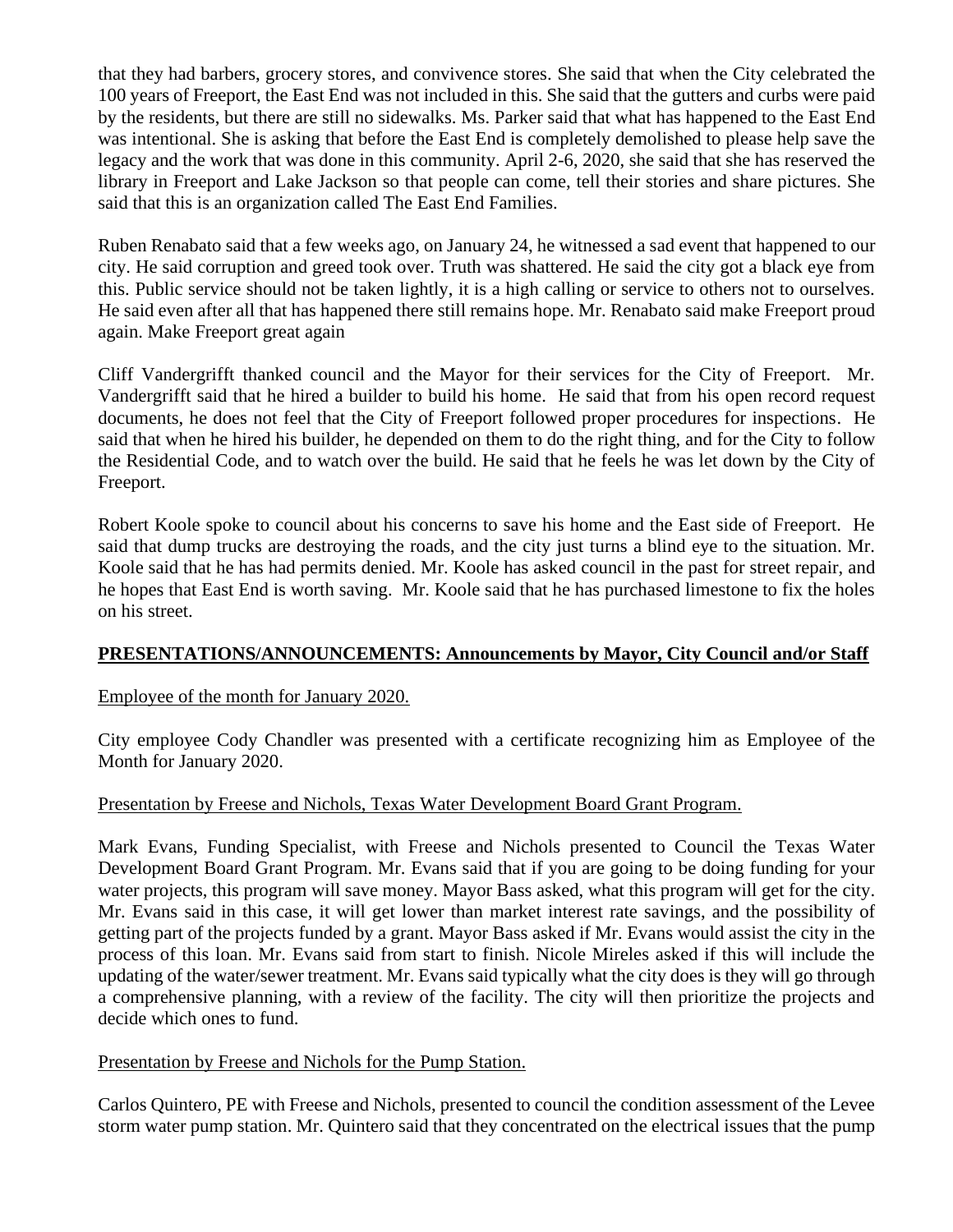that they had barbers, grocery stores, and convivence stores. She said that when the City celebrated the 100 years of Freeport, the East End was not included in this. She said that the gutters and curbs were paid by the residents, but there are still no sidewalks. Ms. Parker said that what has happened to the East End was intentional. She is asking that before the East End is completely demolished to please help save the legacy and the work that was done in this community. April 2-6, 2020, she said that she has reserved the library in Freeport and Lake Jackson so that people can come, tell their stories and share pictures. She said that this is an organization called The East End Families.

Ruben Renabato said that a few weeks ago, on January 24, he witnessed a sad event that happened to our city. He said corruption and greed took over. Truth was shattered. He said the city got a black eye from this. Public service should not be taken lightly, it is a high calling or service to others not to ourselves. He said even after all that has happened there still remains hope. Mr. Renabato said make Freeport proud again. Make Freeport great again

Cliff Vandergrifft thanked council and the Mayor for their services for the City of Freeport. Mr. Vandergrifft said that he hired a builder to build his home. He said that from his open record request documents, he does not feel that the City of Freeport followed proper procedures for inspections. He said that when he hired his builder, he depended on them to do the right thing, and for the City to follow the Residential Code, and to watch over the build. He said that he feels he was let down by the City of Freeport.

Robert Koole spoke to council about his concerns to save his home and the East side of Freeport. He said that dump trucks are destroying the roads, and the city just turns a blind eye to the situation. Mr. Koole said that he has had permits denied. Mr. Koole has asked council in the past for street repair, and he hopes that East End is worth saving. Mr. Koole said that he has purchased limestone to fix the holes on his street.

**PRESENTATIONS/ANNOUNCEMENTS: Announcements by Mayor, City Council and/or Staff**

Employee of the month for January 2020.

City employee Cody Chandler was presented with a certificate recognizing him as Employee of the Month for January 2020.

Presentation by Freese and Nichols, Texas Water Development Board Grant Program.

Mark Evans, Funding Specialist, with Freese and Nichols presented to Council the Texas Water Development Board Grant Program. Mr. Evans said that if you are going to be doing funding for your water projects, this program will save money. Mayor Bass asked, what this program will get for the city. Mr. Evans said in this case, it will get lower than market interest rate savings, and the possibility of getting part of the projects funded by a grant. Mayor Bass asked if Mr. Evans would assist the city in the process of this loan. Mr. Evans said from start to finish. Nicole Mireles asked if this will include the updating of the water/sewer treatment. Mr. Evans said typically what the city does is they will go through a comprehensive planning, with a review of the facility. The city will then prioritize the projects and decide which ones to fund.

Presentation by Freese and Nichols for the Pump Station.

Carlos Quintero, PE with Freese and Nichols, presented to council the condition assessment of the Levee storm water pump station. Mr. Quintero said that they concentrated on the electrical issues that the pump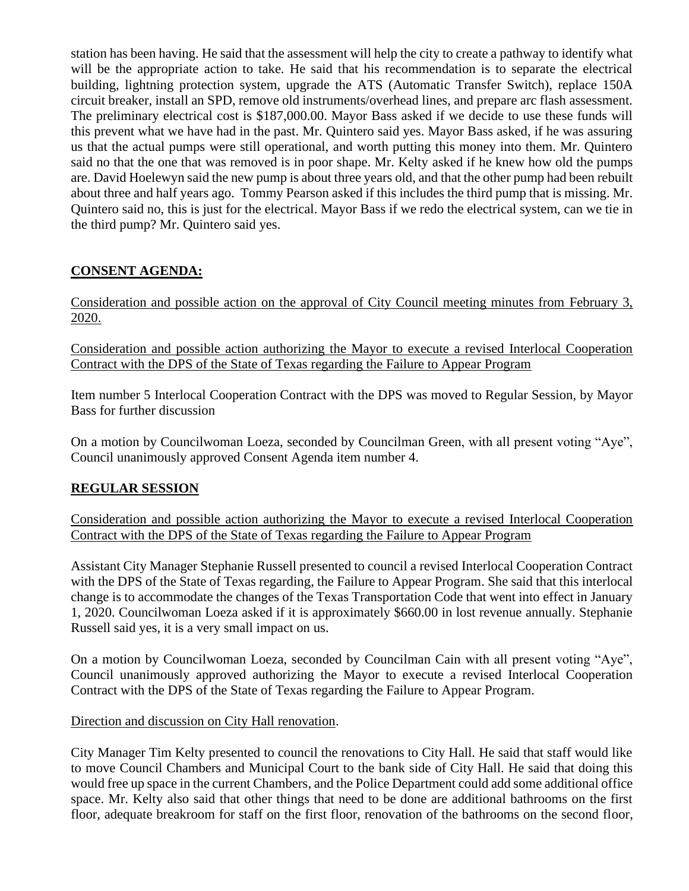station has been having. He said that the assessment will help the city to create a pathway to identify what will be the appropriate action to take. He said that his recommendation is to separate the electrical building, lightning protection system, upgrade the ATS (Automatic Transfer Switch), replace 150A circuit breaker, install an SPD, remove old instruments/overhead lines, and prepare arc flash assessment. The preliminary electrical cost is $187,000.00. Mayor Bass asked if we decide to use these funds will this prevent what we have had in the past. Mr. Quintero said yes. Mayor Bass asked, if he was assuring us that the actual pumps were still operational, and worth putting this money into them. Mr. Quintero said no that the one that was removed is in poor shape. Mr. Kelty asked if he knew how old the pumps are. David Hoelewyn said the new pump is about three years old, and that the other pump had been rebuilt about three and half years ago. Tommy Pearson asked if this includes the third pump that is missing. Mr. Quintero said no, this is just for the electrical. Mayor Bass if we redo the electrical system, can we tie in the third pump? Mr. Quintero said yes.

## CONSENT AGENDA:

Consideration and possible action on the approval of City Council meeting minutes from February 3, 2020.

Consideration and possible action authorizing the Mayor to execute a revised Interlocal Cooperation Contract with the DPS of the State of Texas regarding the Failure to Appear Program

Item number 5 Interlocal Cooperation Contract with the DPS was moved to Regular Session, by Mayor Bass for further discussion

On a motion by Councilwoman Loeza, seconded by Councilman Green, with all present voting "Aye", Council unanimously approved Consent Agenda item number 4.

## REGULAR SESSION

Consideration and possible action authorizing the Mayor to execute a revised Interlocal Cooperation Contract with the DPS of the State of Texas regarding the Failure to Appear Program

Assistant City Manager Stephanie Russell presented to council a revised Interlocal Cooperation Contract with the DPS of the State of Texas regarding, the Failure to Appear Program. She said that this interlocal change is to accommodate the changes of the Texas Transportation Code that went into effect in January 1, 2020. Councilwoman Loeza asked if it is approximately $660.00 in lost revenue annually. Stephanie Russell said yes, it is a very small impact on us.

On a motion by Councilwoman Loeza, seconded by Councilman Cain with all present voting "Aye", Council unanimously approved authorizing the Mayor to execute a revised Interlocal Cooperation Contract with the DPS of the State of Texas regarding the Failure to Appear Program.

Direction and discussion on City Hall renovation.

City Manager Tim Kelty presented to council the renovations to City Hall. He said that staff would like to move Council Chambers and Municipal Court to the bank side of City Hall. He said that doing this would free up space in the current Chambers, and the Police Department could add some additional office space. Mr. Kelty also said that other things that need to be done are additional bathrooms on the first floor, adequate breakroom for staff on the first floor, renovation of the bathrooms on the second floor,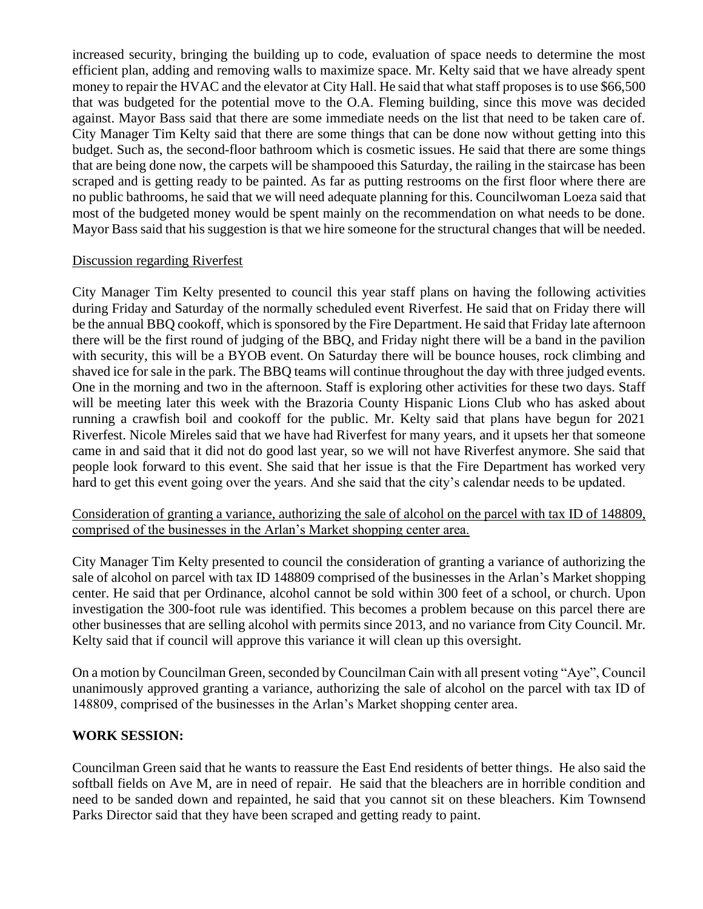increased security, bringing the building up to code, evaluation of space needs to determine the most efficient plan, adding and removing walls to maximize space. Mr. Kelty said that we have already spent money to repair the HVAC and the elevator at City Hall. He said that what staff proposes is to use $66,500 that was budgeted for the potential move to the O.A. Fleming building, since this move was decided against. Mayor Bass said that there are some immediate needs on the list that need to be taken care of. City Manager Tim Kelty said that there are some things that can be done now without getting into this budget. Such as, the second-floor bathroom which is cosmetic issues. He said that there are some things that are being done now, the carpets will be shampooed this Saturday, the railing in the staircase has been scraped and is getting ready to be painted. As far as putting restrooms on the first floor where there are no public bathrooms, he said that we will need adequate planning for this. Councilwoman Loeza said that most of the budgeted money would be spent mainly on the recommendation on what needs to be done. Mayor Bass said that his suggestion is that we hire someone for the structural changes that will be needed.

<u>Discussion regarding Riverfest</u>

City Manager Tim Kelty presented to council this year staff plans on having the following activities during Friday and Saturday of the normally scheduled event Riverfest. He said that on Friday there will be the annual BBQ cookoff, which is sponsored by the Fire Department. He said that Friday late afternoon there will be the first round of judging of the BBQ, and Friday night there will be a band in the pavilion with security, this will be a BYOB event. On Saturday there will be bounce houses, rock climbing and shaved ice for sale in the park. The BBQ teams will continue throughout the day with three judged events. One in the morning and two in the afternoon. Staff is exploring other activities for these two days. Staff will be meeting later this week with the Brazoria County Hispanic Lions Club who has asked about running a crawfish boil and cookoff for the public. Mr. Kelty said that plans have begun for 2021 Riverfest. Nicole Mireles said that we have had Riverfest for many years, and it upsets her that someone came in and said that it did not do good last year, so we will not have Riverfest anymore. She said that people look forward to this event. She said that her issue is that the Fire Department has worked very hard to get this event going over the years. And she said that the city's calendar needs to be updated.

<u>Consideration of granting a variance, authorizing the sale of alcohol on the parcel with tax ID of 148809, comprised of the businesses in the Arlan's Market shopping center area.</u>

City Manager Tim Kelty presented to council the consideration of granting a variance of authorizing the sale of alcohol on parcel with tax ID 148809 comprised of the businesses in the Arlan's Market shopping center. He said that per Ordinance, alcohol cannot be sold within 300 feet of a school, or church. Upon investigation the 300-foot rule was identified. This becomes a problem because on this parcel there are other businesses that are selling alcohol with permits since 2013, and no variance from City Council. Mr. Kelty said that if council will approve this variance it will clean up this oversight.

On a motion by Councilman Green, seconded by Councilman Cain with all present voting "Aye", Council unanimously approved granting a variance, authorizing the sale of alcohol on the parcel with tax ID of 148809, comprised of the businesses in the Arlan's Market shopping center area.

**WORK SESSION:**

Councilman Green said that he wants to reassure the East End residents of better things. He also said the softball fields on Ave M, are in need of repair. He said that the bleachers are in horrible condition and need to be sanded down and repainted, he said that you cannot sit on these bleachers. Kim Townsend Parks Director said that they have been scraped and getting ready to paint.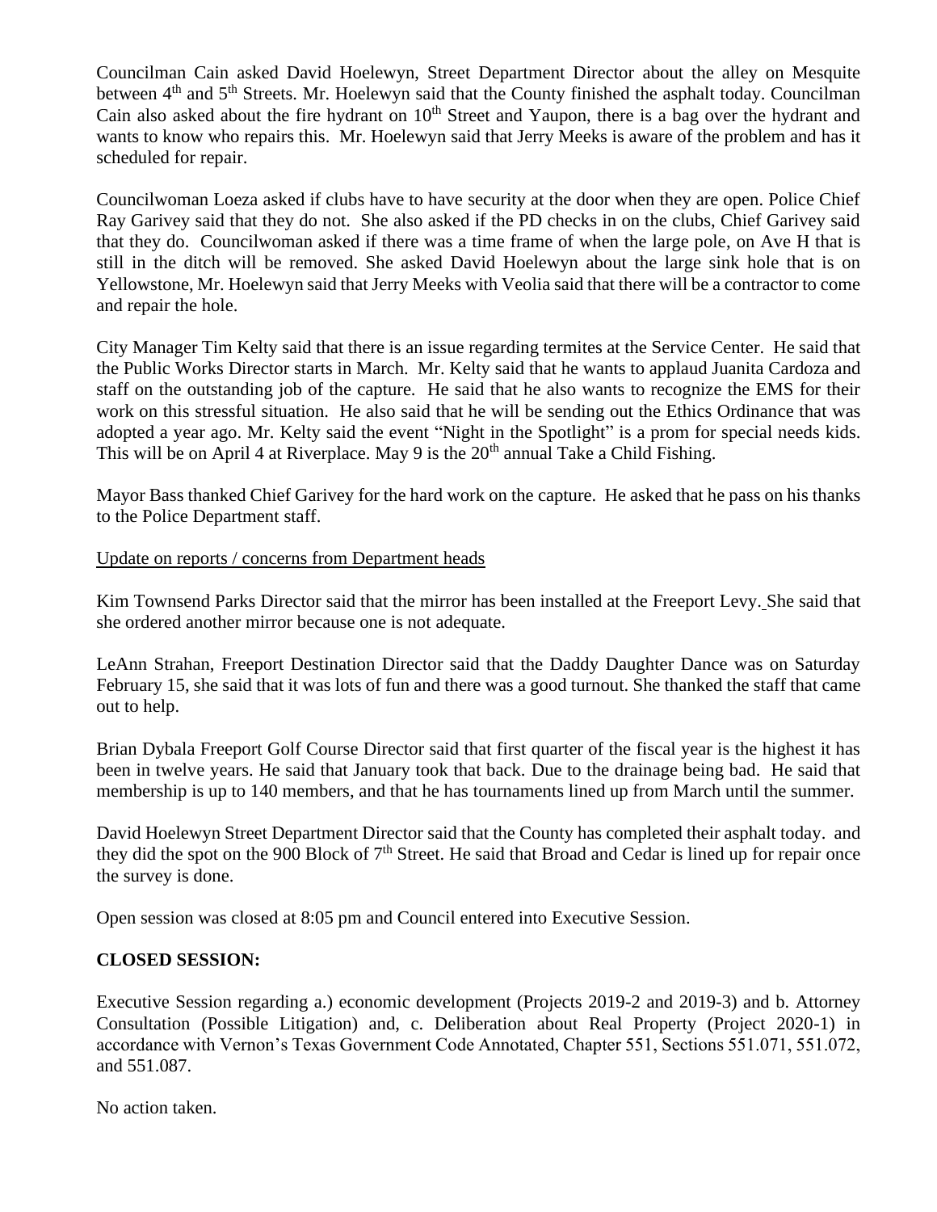Councilman Cain asked David Hoelewyn, Street Department Director about the alley on Mesquite between 4th and 5th Streets. Mr. Hoelewyn said that the County finished the asphalt today. Councilman Cain also asked about the fire hydrant on 10th Street and Yaupon, there is a bag over the hydrant and wants to know who repairs this. Mr. Hoelewyn said that Jerry Meeks is aware of the problem and has it scheduled for repair.

Councilwoman Loeza asked if clubs have to have security at the door when they are open. Police Chief Ray Garivey said that they do not. She also asked if the PD checks in on the clubs, Chief Garivey said that they do. Councilwoman asked if there was a time frame of when the large pole, on Ave H that is still in the ditch will be removed. She asked David Hoelewyn about the large sink hole that is on Yellowstone, Mr. Hoelewyn said that Jerry Meeks with Veolia said that there will be a contractor to come and repair the hole.

City Manager Tim Kelty said that there is an issue regarding termites at the Service Center. He said that the Public Works Director starts in March. Mr. Kelty said that he wants to applaud Juanita Cardoza and staff on the outstanding job of the capture. He said that he also wants to recognize the EMS for their work on this stressful situation. He also said that he will be sending out the Ethics Ordinance that was adopted a year ago. Mr. Kelty said the event "Night in the Spotlight" is a prom for special needs kids. This will be on April 4 at Riverplace. May 9 is the 20th annual Take a Child Fishing.

Mayor Bass thanked Chief Garivey for the hard work on the capture. He asked that he pass on his thanks to the Police Department staff.

Update on reports / concerns from Department heads

Kim Townsend Parks Director said that the mirror has been installed at the Freeport Levy. She said that she ordered another mirror because one is not adequate.

LeAnn Strahan, Freeport Destination Director said that the Daddy Daughter Dance was on Saturday February 15, she said that it was lots of fun and there was a good turnout. She thanked the staff that came out to help.

Brian Dybala Freeport Golf Course Director said that first quarter of the fiscal year is the highest it has been in twelve years. He said that January took that back. Due to the drainage being bad. He said that membership is up to 140 members, and that he has tournaments lined up from March until the summer.

David Hoelewyn Street Department Director said that the County has completed their asphalt today. and they did the spot on the 900 Block of 7th Street. He said that Broad and Cedar is lined up for repair once the survey is done.

Open session was closed at 8:05 pm and Council entered into Executive Session.

**CLOSED SESSION:**

Executive Session regarding a.) economic development (Projects 2019-2 and 2019-3) and b. Attorney Consultation (Possible Litigation) and, c. Deliberation about Real Property (Project 2020-1) in accordance with Vernon's Texas Government Code Annotated, Chapter 551, Sections 551.071, 551.072, and 551.087.

No action taken.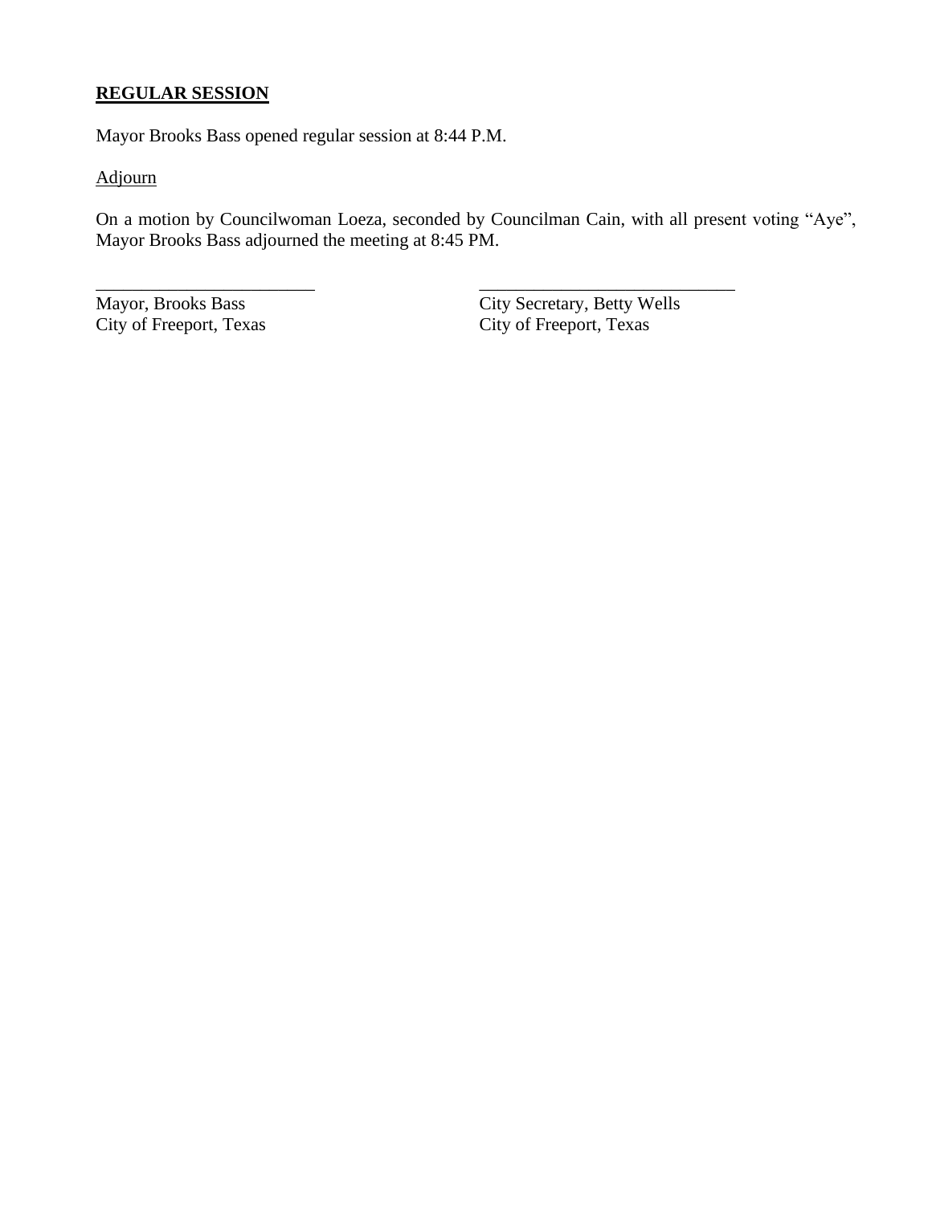**REGULAR SESSION**

Mayor Brooks Bass opened regular session at 8:44 P.M.

Adjourn

On a motion by Councilwoman Loeza, seconded by Councilman Cain, with all present voting "Aye", Mayor Brooks Bass adjourned the meeting at 8:45 PM.

________________________
Mayor, Brooks Bass
City of Freeport, Texas

____________________________
City Secretary, Betty Wells
City of Freeport, Texas